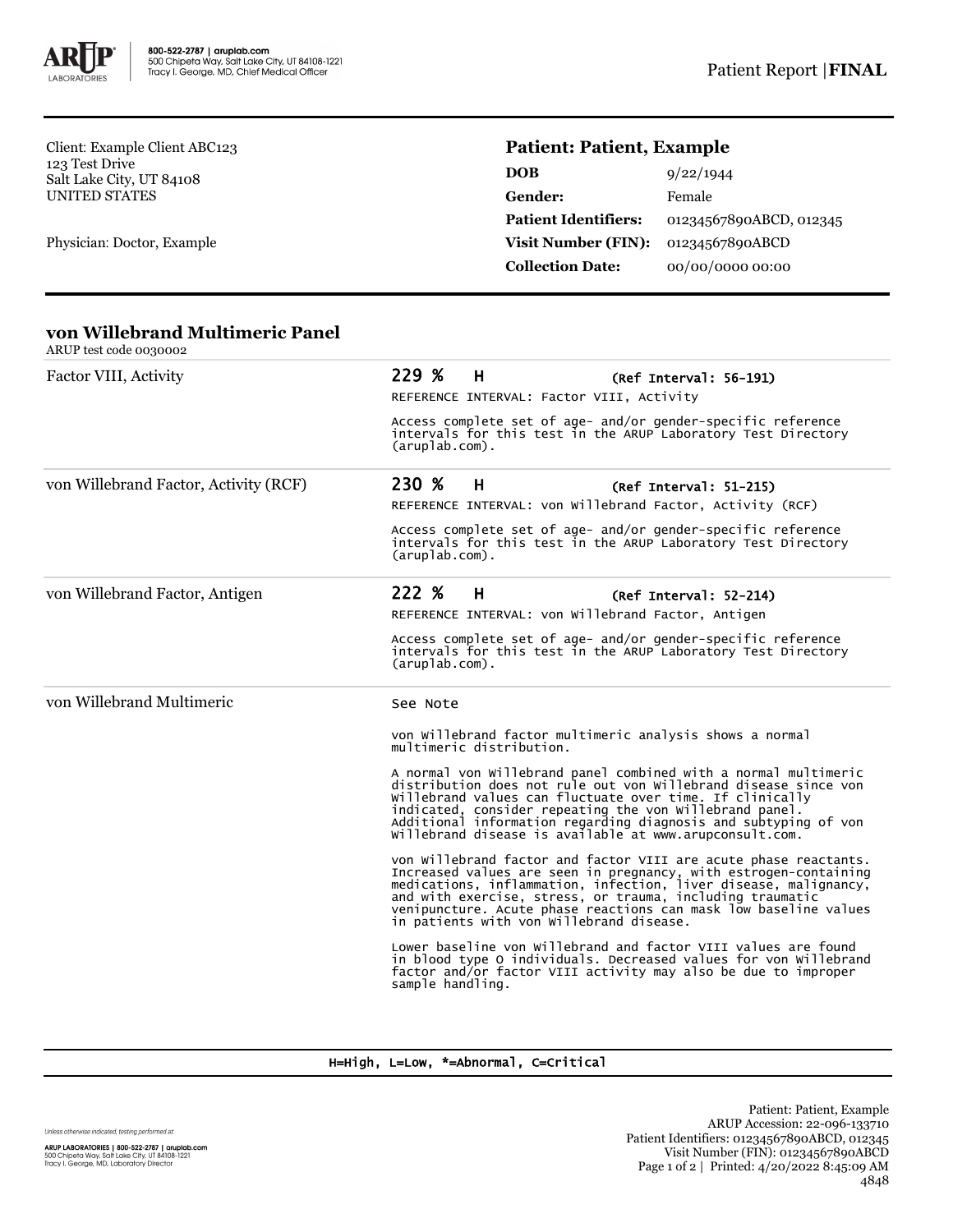Client: Example Client ABC123
123 Test Drive
Salt Lake City, UT 84108
UNITED STATES

Physician: Doctor, Example

**Patient: Patient, Example**

| | |
|---|---|
| **DOB** | 9/22/1944 |
| **Gender:** | Female |
| **Patient Identifiers:** | 01234567890ABCD, 012345 |
| **Visit Number (FIN):** | 01234567890ABCD |
| **Collection Date:** | 00/00/0000 00:00 |

## von Willebrand Multimeric Panel

ARUP test code 0030002

| | |
|---|---|
| Factor VIII, Activity | **229 % H** (Ref Interval: 56-191)<br>REFERENCE INTERVAL: Factor VIII, Activity<br>Access complete set of age- and/or gender-specific reference intervals for this test in the ARUP Laboratory Test Directory (aruplab.com). |
| von Willebrand Factor, Activity (RCF) | **230 % H** (Ref Interval: 51-215)<br>REFERENCE INTERVAL: von Willebrand Factor, Activity (RCF)<br>Access complete set of age- and/or gender-specific reference intervals for this test in the ARUP Laboratory Test Directory (aruplab.com). |
| von Willebrand Factor, Antigen | **222 % H** (Ref Interval: 52-214)<br>REFERENCE INTERVAL: von Willebrand Factor, Antigen<br>Access complete set of age- and/or gender-specific reference intervals for this test in the ARUP Laboratory Test Directory (aruplab.com). |
| von Willebrand Multimeric | See Note<br>von Willebrand factor multimeric analysis shows a normal multimeric distribution.<br>A normal von Willebrand panel combined with a normal multimeric distribution does not rule out von Willebrand disease since von Willebrand values can fluctuate over time. If clinically indicated, consider repeating the von Willebrand panel. Additional information regarding diagnosis and subtyping of von Willebrand disease is available at www.arupconsult.com.<br>von Willebrand factor and factor VIII are acute phase reactants. Increased values are seen in pregnancy, with estrogen-containing medications, inflammation, infection, liver disease, malignancy, and with exercise, stress, or trauma, including traumatic venipuncture. Acute phase reactions can mask low baseline values in patients with von Willebrand disease.<br>Lower baseline von Willebrand and factor VIII values are found in blood type O individuals. Decreased values for von Willebrand factor and/or factor VIII activity may also be due to improper sample handling. |

H=High, L=Low, *=Abnormal, C=Critical

Unless otherwise indicated, testing performed at:

**ARUP LABORATORIES | 800-522-2787 | aruplab.com**
500 Chipeta Way, Salt Lake City, UT 84108-1221
Tracy I. George, MD, Laboratory Director

Patient: Patient, Example
ARUP Accession: 22-096-133710
Patient Identifiers: 01234567890ABCD, 012345
Visit Number (FIN): 01234567890ABCD
Printed: 4/20/2022 8:45:09 AM
4848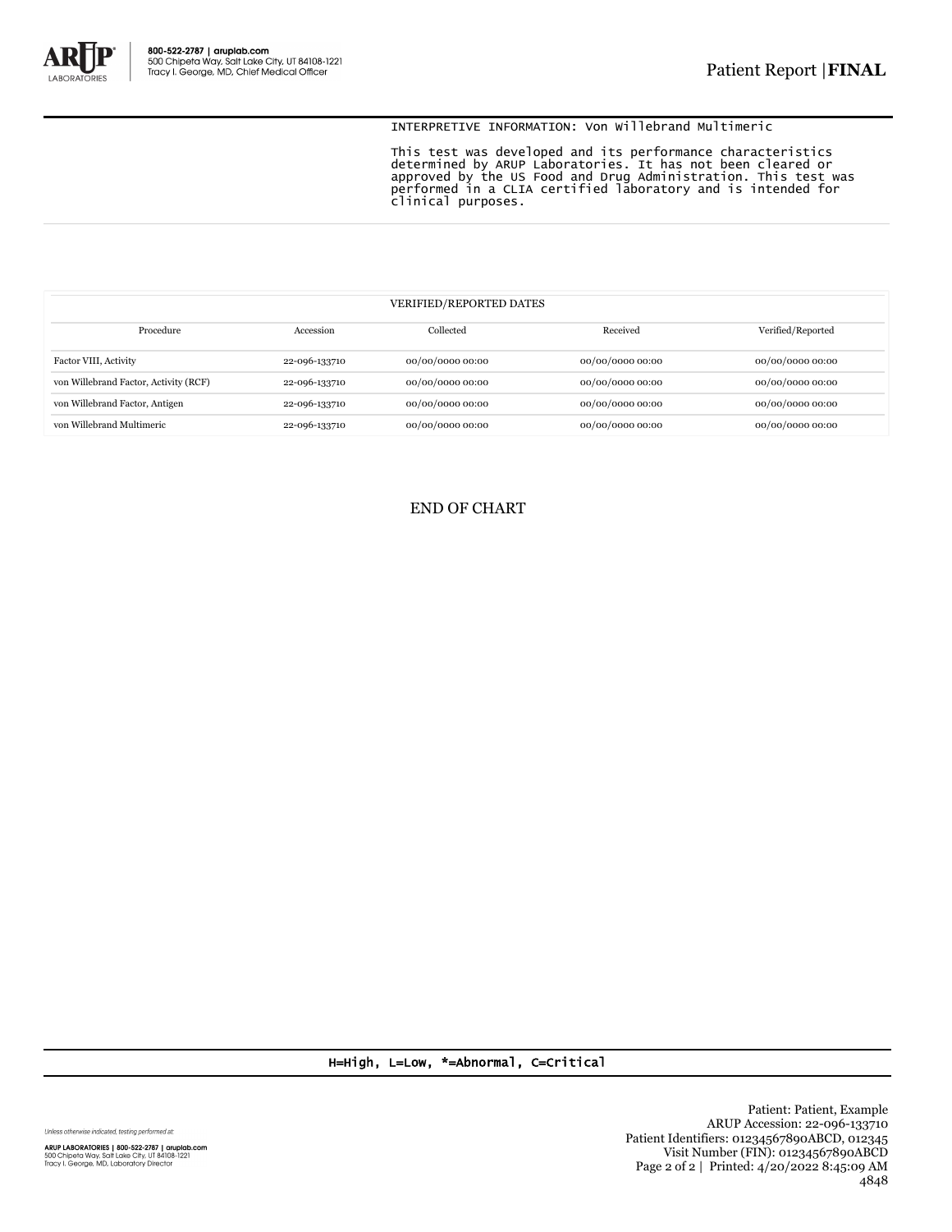INTERPRETIVE INFORMATION: Von Willebrand Multimeric

This test was developed and its performance characteristics determined by ARUP Laboratories. It has not been cleared or approved by the US Food and Drug Administration. This test was performed in a CLIA certified laboratory and is intended for clinical purposes.

| VERIFIED/REPORTED DATES | | | | |
|---|---|---|---|---|
| Procedure | Accession | Collected | Received | Verified/Reported |
| Factor VIII, Activity | 22-096-133710 | 00/00/0000 00:00 | 00/00/0000 00:00 | 00/00/0000 00:00 |
| von Willebrand Factor, Activity (RCF) | 22-096-133710 | 00/00/0000 00:00 | 00/00/0000 00:00 | 00/00/0000 00:00 |
| von Willebrand Factor, Antigen | 22-096-133710 | 00/00/0000 00:00 | 00/00/0000 00:00 | 00/00/0000 00:00 |
| von Willebrand Multimeric | 22-096-133710 | 00/00/0000 00:00 | 00/00/0000 00:00 | 00/00/0000 00:00 |

END OF CHART

H=High, L=Low, *=Abnormal, C=Critical